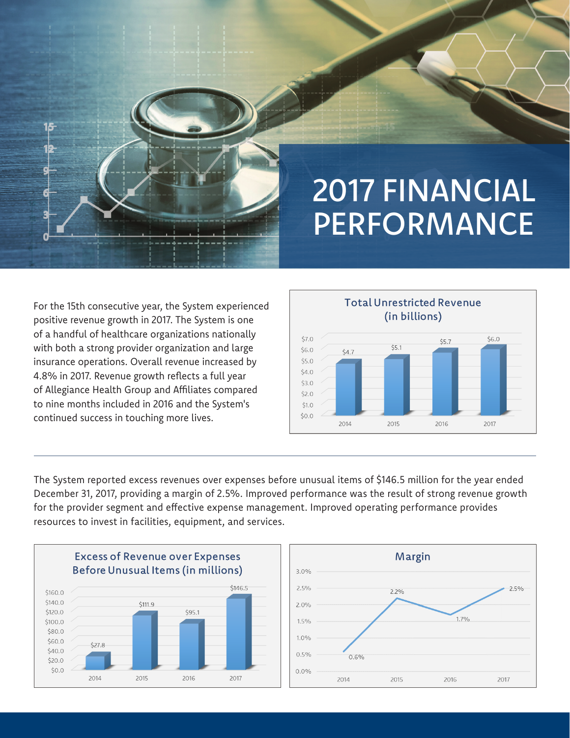# 2017 FINANCIAL PERFORMANCE

For the 15th consecutive year, the System experienced positive revenue growth in 2017. The System is one of a handful of healthcare organizations nationally with both a strong provider organization and large insurance operations. Overall revenue increased by 4.8% in 2017. Revenue growth reflects a full year of Allegiance Health Group and Affiliates compared to nine months included in 2016 and the System's continued success in touching more lives.

**Total Unrestricted Revenue (in billions)**

| Year | Revenue |
|---|---|
| 2014 | $4.7 |
| 2015 | $5.1 |
| 2016 | $5.7 |
| 2017 | $6.0 |

The System reported excess revenues over expenses before unusual items of $146.5 million for the year ended December 31, 2017, providing a margin of 2.5%. Improved performance was the result of strong revenue growth for the provider segment and effective expense management. Improved operating performance provides resources to invest in facilities, equipment, and services.

**Excess of Revenue over Expenses Before Unusual Items (in millions)**

| Year | Excess |
|---|---|
| 2014 | $27.8 |
| 2015 | $111.9 |
| 2016 | $95.1 |
| 2017 | $146.5 |

**Margin**

| Year | Margin |
|---|---|
| 2014 | 0.6% |
| 2015 | 2.2% |
| 2016 | 1.7% |
| 2017 | 2.5% |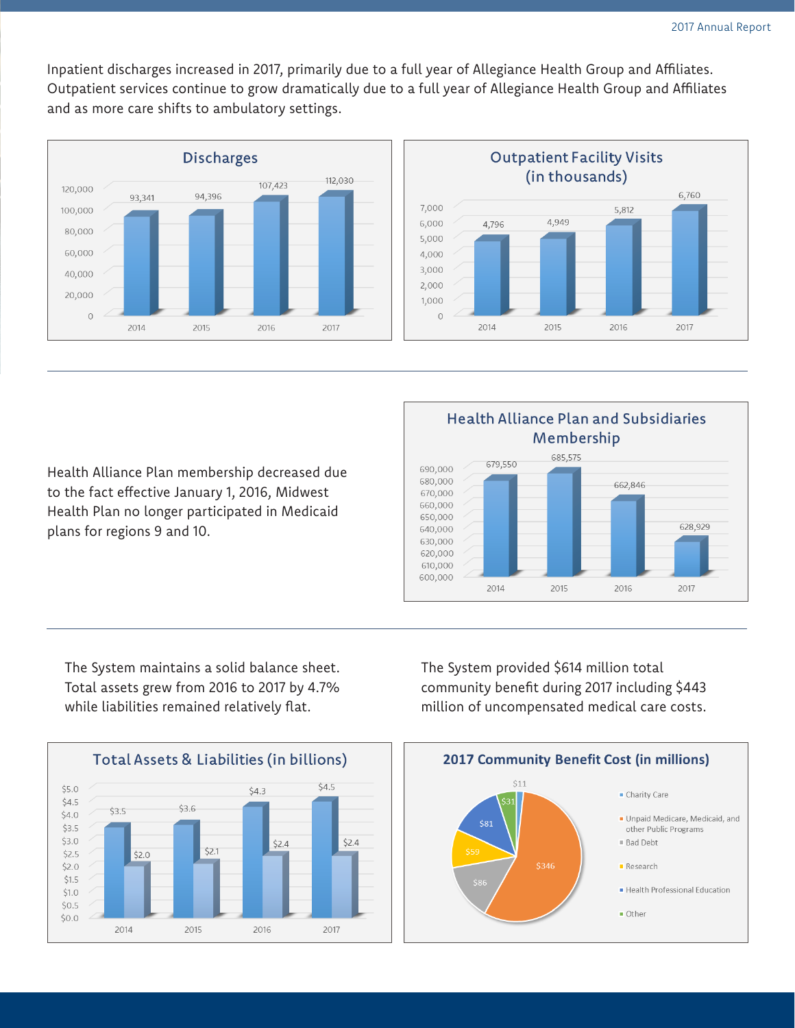Inpatient discharges increased in 2017, primarily due to a full year of Allegiance Health Group and Affiliates. Outpatient services continue to grow dramatically due to a full year of Allegiance Health Group and Affiliates and as more care shifts to ambulatory settings.

Discharges

120,000
100,000
80,000
60,000
40,000
20,000
0

93,341
94,396
107,423
112,030

2014
2015
2016
2017

Outpatient Facility Visits (in thousands)

7,000
6,000
5,000
4,000
3,000
2,000
1,000
0

4,796
4,949
5,812
6,760

2014
2015
2016
2017

Health Alliance Plan membership decreased due to the fact effective January 1, 2016, Midwest Health Plan no longer participated in Medicaid plans for regions 9 and 10.

Health Alliance Plan and Subsidiaries Membership

690,000
680,000
670,000
660,000
650,000
640,000
630,000
620,000
610,000
600,000

679,550
685,575
662,846
628,929

2014
2015
2016
2017

The System maintains a solid balance sheet. Total assets grew from 2016 to 2017 by 4.7% while liabilities remained relatively flat.

The System provided $614 million total community benefit during 2017 including $443 million of uncompensated medical care costs.

Total Assets & Liabilities (in billions)

$5.0
$4.5
$4.0
$3.5
$3.0
$2.5
$2.0
$1.5
$1.0
$0.5
$0.0

$3.5
$2.0
$3.6
$2.1
$4.3
$2.4
$4.5
$2.4

2014
2015
2016
2017

**2017 Community Benefit Cost (in millions)**

$11
$31
$81
$59
$86
$346

Charity Care
Unpaid Medicare, Medicaid, and other Public Programs
Bad Debt
Research
Health Professional Education
Other